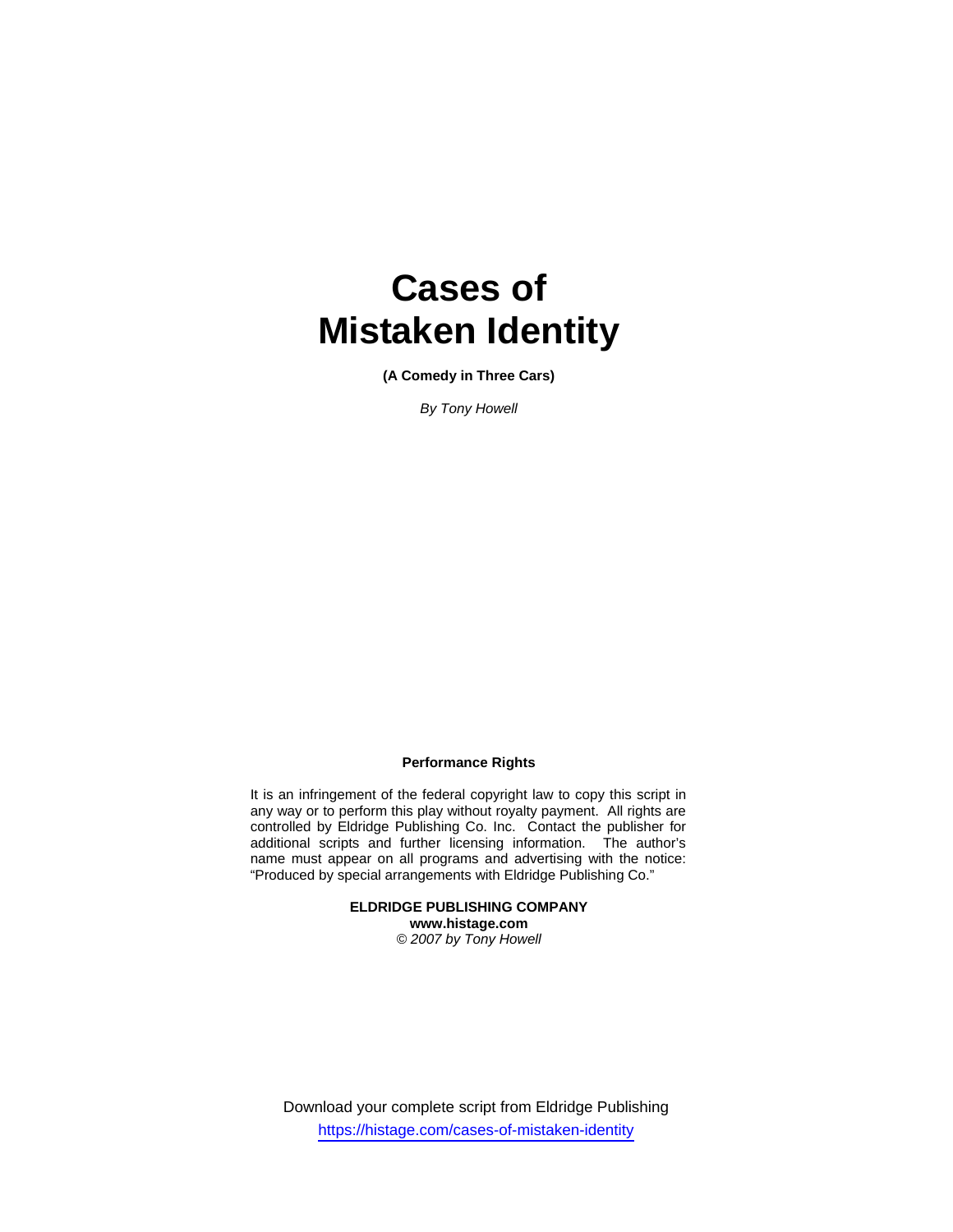# Cases of Mistaken Identity

**(A Comedy in Three Cars)**

*By Tony Howell*

**Performance Rights**

It is an infringement of the federal copyright law to copy this script in any way or to perform this play without royalty payment. All rights are controlled by Eldridge Publishing Co. Inc. Contact the publisher for additional scripts and further licensing information. The author's name must appear on all programs and advertising with the notice: "Produced by special arrangements with Eldridge Publishing Co."

**ELDRIDGE PUBLISHING COMPANY**
**www.histage.com**
*© 2007 by Tony Howell*

Download your complete script from Eldridge Publishing
https://histage.com/cases-of-mistaken-identity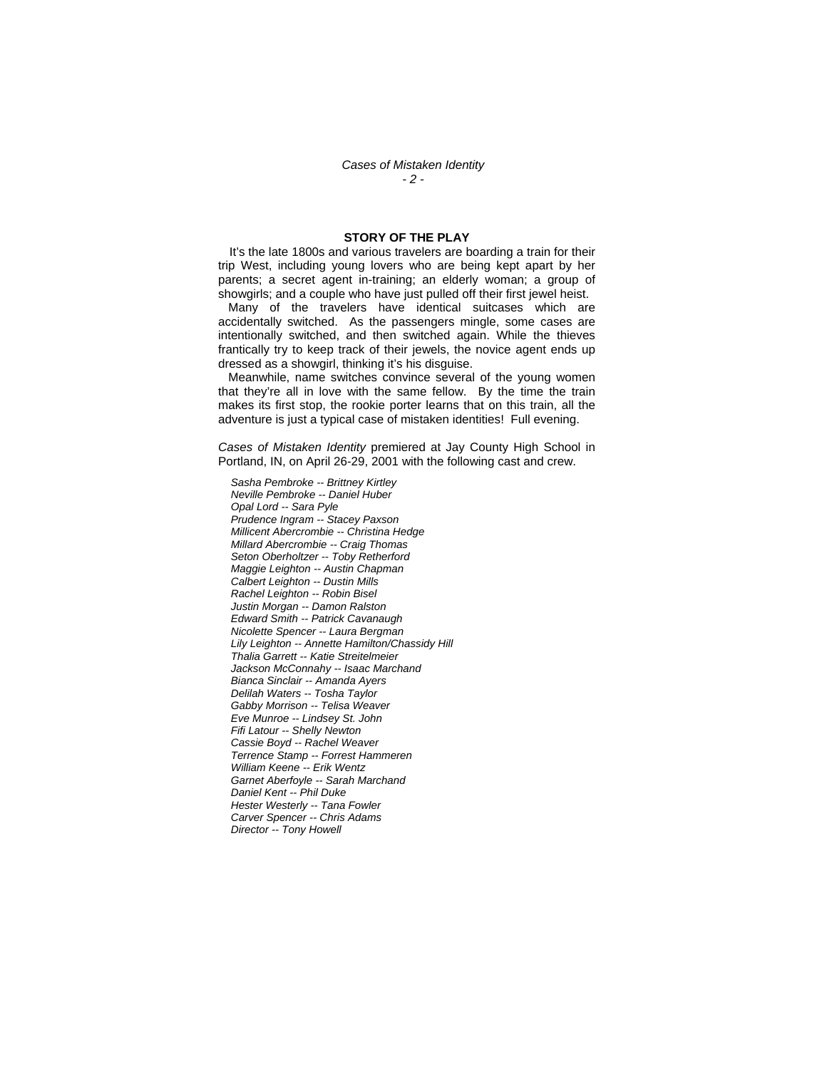## STORY OF THE PLAY

It's the late 1800s and various travelers are boarding a train for their trip West, including young lovers who are being kept apart by her parents; a secret agent in-training; an elderly woman; a group of showgirls; and a couple who have just pulled off their first jewel heist.

Many of the travelers have identical suitcases which are accidentally switched. As the passengers mingle, some cases are intentionally switched, and then switched again. While the thieves frantically try to keep track of their jewels, the novice agent ends up dressed as a showgirl, thinking it's his disguise.

Meanwhile, name switches convince several of the young women that they're all in love with the same fellow. By the time the train makes its first stop, the rookie porter learns that on this train, all the adventure is just a typical case of mistaken identities! Full evening.

*Cases of Mistaken Identity* premiered at Jay County High School in Portland, IN, on April 26-29, 2001 with the following cast and crew.

*Sasha Pembroke -- Brittney Kirtley*
*Neville Pembroke -- Daniel Huber*
*Opal Lord -- Sara Pyle*
*Prudence Ingram -- Stacey Paxson*
*Millicent Abercrombie -- Christina Hedge*
*Millard Abercrombie -- Craig Thomas*
*Seton Oberholtzer -- Toby Retherford*
*Maggie Leighton -- Austin Chapman*
*Calbert Leighton -- Dustin Mills*
*Rachel Leighton -- Robin Bisel*
*Justin Morgan -- Damon Ralston*
*Edward Smith -- Patrick Cavanaugh*
*Nicolette Spencer -- Laura Bergman*
*Lily Leighton -- Annette Hamilton/Chassidy Hill*
*Thalia Garrett -- Katie Streitelmeier*
*Jackson McConnahy -- Isaac Marchand*
*Bianca Sinclair -- Amanda Ayers*
*Delilah Waters -- Tosha Taylor*
*Gabby Morrison -- Telisa Weaver*
*Eve Munroe -- Lindsey St. John*
*Fifi Latour -- Shelly Newton*
*Cassie Boyd -- Rachel Weaver*
*Terrence Stamp -- Forrest Hammeren*
*William Keene -- Erik Wentz*
*Garnet Aberfoyle -- Sarah Marchand*
*Daniel Kent -- Phil Duke*
*Hester Westerly -- Tana Fowler*
*Carver Spencer -- Chris Adams*
*Director -- Tony Howell*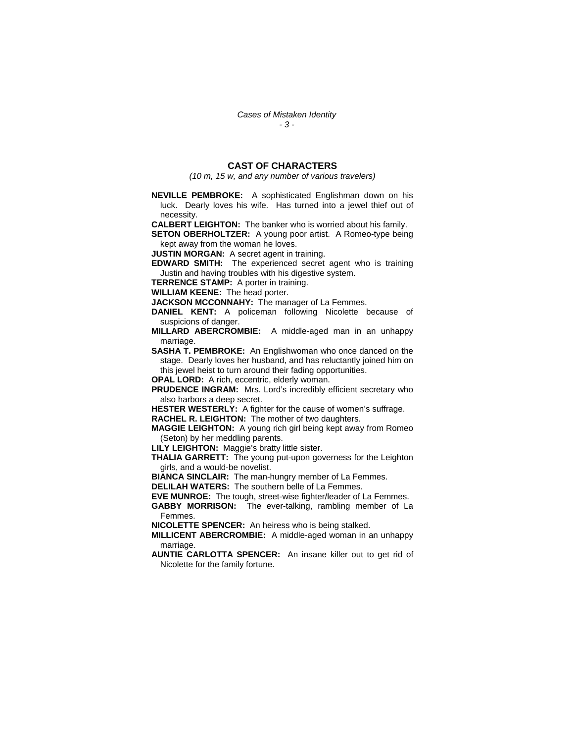## CAST OF CHARACTERS

*(10 m, 15 w, and any number of various travelers)*

**NEVILLE PEMBROKE:** A sophisticated Englishman down on his luck. Dearly loves his wife. Has turned into a jewel thief out of necessity.

**CALBERT LEIGHTON:** The banker who is worried about his family.

**SETON OBERHOLTZER:** A young poor artist. A Romeo-type being kept away from the woman he loves.

**JUSTIN MORGAN:** A secret agent in training.

**EDWARD SMITH:** The experienced secret agent who is training Justin and having troubles with his digestive system.

**TERRENCE STAMP:** A porter in training.

**WILLIAM KEENE:** The head porter.

**JACKSON MCCONNAHY:** The manager of La Femmes.

**DANIEL KENT:** A policeman following Nicolette because of suspicions of danger.

**MILLARD ABERCROMBIE:** A middle-aged man in an unhappy marriage.

**SASHA T. PEMBROKE:** An Englishwoman who once danced on the stage. Dearly loves her husband, and has reluctantly joined him on this jewel heist to turn around their fading opportunities.

**OPAL LORD:** A rich, eccentric, elderly woman.

**PRUDENCE INGRAM:** Mrs. Lord's incredibly efficient secretary who also harbors a deep secret.

**HESTER WESTERLY:** A fighter for the cause of women's suffrage.

**RACHEL R. LEIGHTON:** The mother of two daughters.

**MAGGIE LEIGHTON:** A young rich girl being kept away from Romeo (Seton) by her meddling parents.

**LILY LEIGHTON:** Maggie's bratty little sister.

**THALIA GARRETT:** The young put-upon governess for the Leighton girls, and a would-be novelist.

**BIANCA SINCLAIR:** The man-hungry member of La Femmes.

**DELILAH WATERS:** The southern belle of La Femmes.

**EVE MUNROE:** The tough, street-wise fighter/leader of La Femmes.

**GABBY MORRISON:** The ever-talking, rambling member of La Femmes.

**NICOLETTE SPENCER:** An heiress who is being stalked.

**MILLICENT ABERCROMBIE:** A middle-aged woman in an unhappy marriage.

**AUNTIE CARLOTTA SPENCER:** An insane killer out to get rid of Nicolette for the family fortune.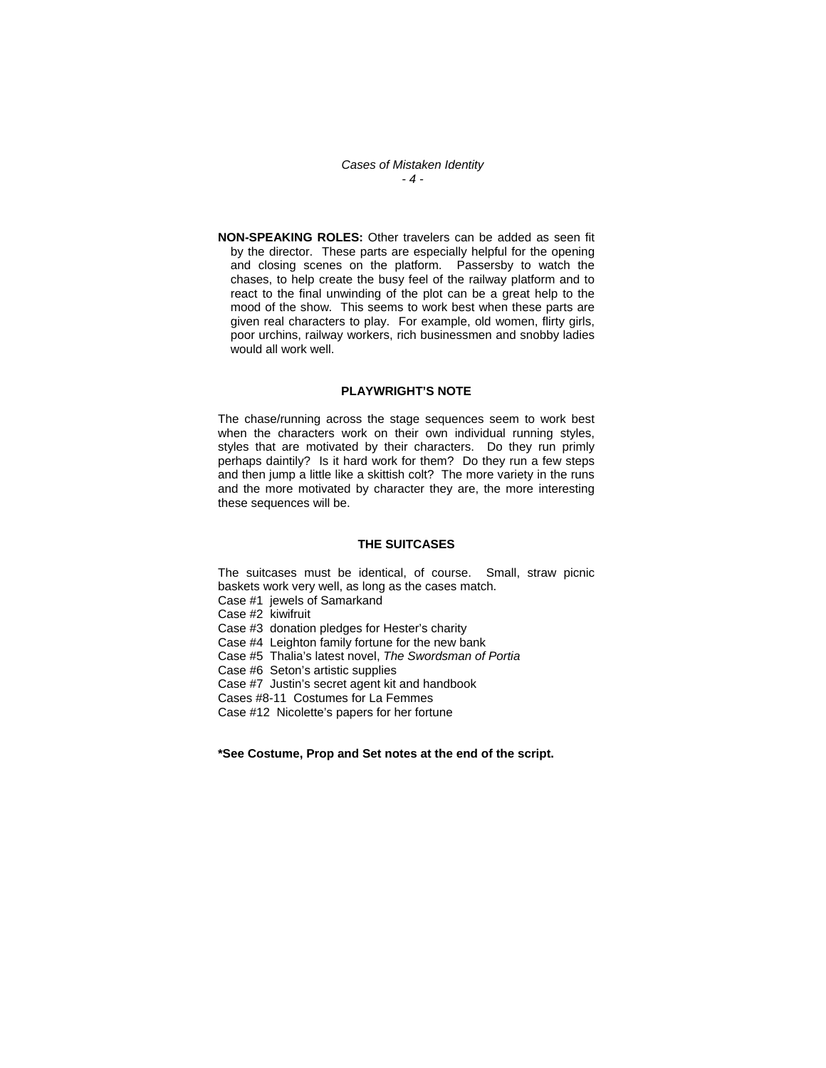**NON-SPEAKING ROLES:** Other travelers can be added as seen fit by the director. These parts are especially helpful for the opening and closing scenes on the platform. Passersby to watch the chases, to help create the busy feel of the railway platform and to react to the final unwinding of the plot can be a great help to the mood of the show. This seems to work best when these parts are given real characters to play. For example, old women, flirty girls, poor urchins, railway workers, rich businessmen and snobby ladies would all work well.

## PLAYWRIGHT'S NOTE

The chase/running across the stage sequences seem to work best when the characters work on their own individual running styles, styles that are motivated by their characters. Do they run primly perhaps daintily? Is it hard work for them? Do they run a few steps and then jump a little like a skittish colt? The more variety in the runs and the more motivated by character they are, the more interesting these sequences will be.

## THE SUITCASES

The suitcases must be identical, of course. Small, straw picnic baskets work very well, as long as the cases match.

Case #1 jewels of Samarkand
Case #2 kiwifruit
Case #3 donation pledges for Hester's charity
Case #4 Leighton family fortune for the new bank
Case #5 Thalia's latest novel, *The Swordsman of Portia*
Case #6 Seton's artistic supplies
Case #7 Justin's secret agent kit and handbook
Cases #8-11 Costumes for La Femmes
Case #12 Nicolette's papers for her fortune

**\*See Costume, Prop and Set notes at the end of the script.**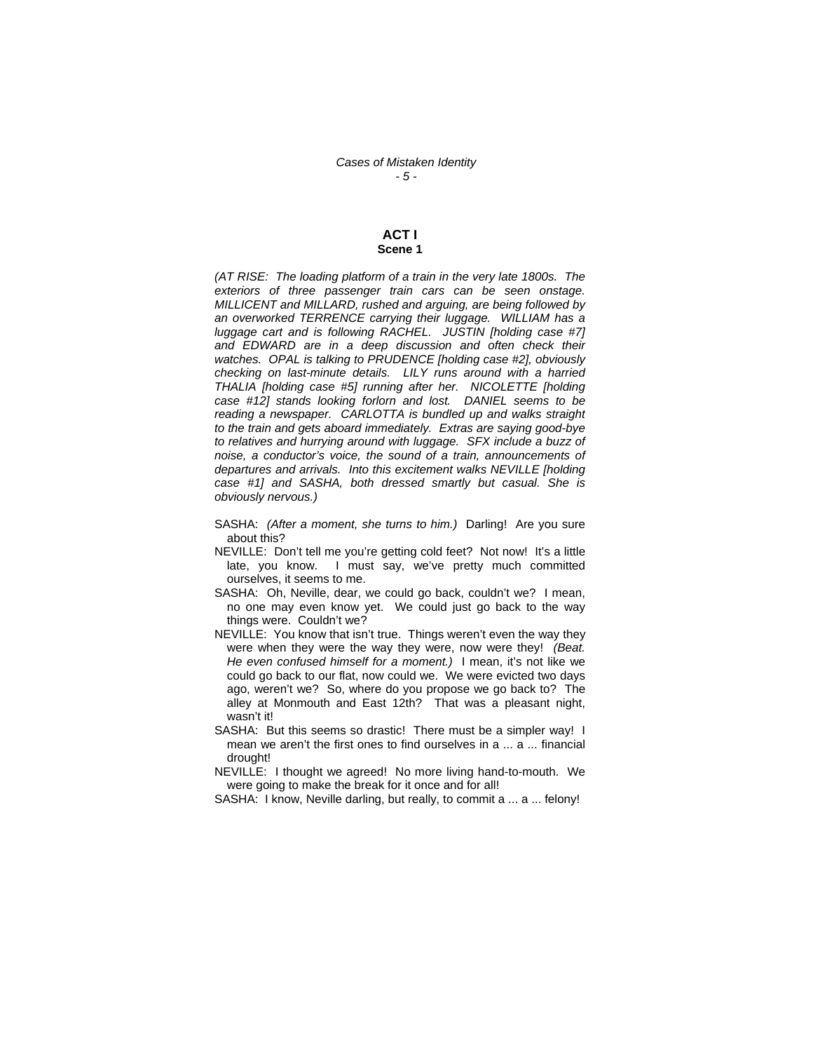## ACT I
### Scene 1

*(AT RISE: The loading platform of a train in the very late 1800s. The exteriors of three passenger train cars can be seen onstage. MILLICENT and MILLARD, rushed and arguing, are being followed by an overworked TERRENCE carrying their luggage. WILLIAM has a luggage cart and is following RACHEL. JUSTIN [holding case #7] and EDWARD are in a deep discussion and often check their watches. OPAL is talking to PRUDENCE [holding case #2], obviously checking on last-minute details. LILY runs around with a harried THALIA [holding case #5] running after her. NICOLETTE [holding case #12] stands looking forlorn and lost. DANIEL seems to be reading a newspaper. CARLOTTA is bundled up and walks straight to the train and gets aboard immediately. Extras are saying good-bye to relatives and hurrying around with luggage. SFX include a buzz of noise, a conductor's voice, the sound of a train, announcements of departures and arrivals. Into this excitement walks NEVILLE [holding case #1] and SASHA, both dressed smartly but casual. She is obviously nervous.)*

SASHA: *(After a moment, she turns to him.)* Darling! Are you sure about this?

NEVILLE: Don't tell me you're getting cold feet? Not now! It's a little late, you know. I must say, we've pretty much committed ourselves, it seems to me.

SASHA: Oh, Neville, dear, we could go back, couldn't we? I mean, no one may even know yet. We could just go back to the way things were. Couldn't we?

NEVILLE: You know that isn't true. Things weren't even the way they were when they were the way they were, now were they! *(Beat. He even confused himself for a moment.)* I mean, it's not like we could go back to our flat, now could we. We were evicted two days ago, weren't we? So, where do you propose we go back to? The alley at Monmouth and East 12th? That was a pleasant night, wasn't it!

SASHA: But this seems so drastic! There must be a simpler way! I mean we aren't the first ones to find ourselves in a ... a ... financial drought!

NEVILLE: I thought we agreed! No more living hand-to-mouth. We were going to make the break for it once and for all!

SASHA: I know, Neville darling, but really, to commit a ... a ... felony!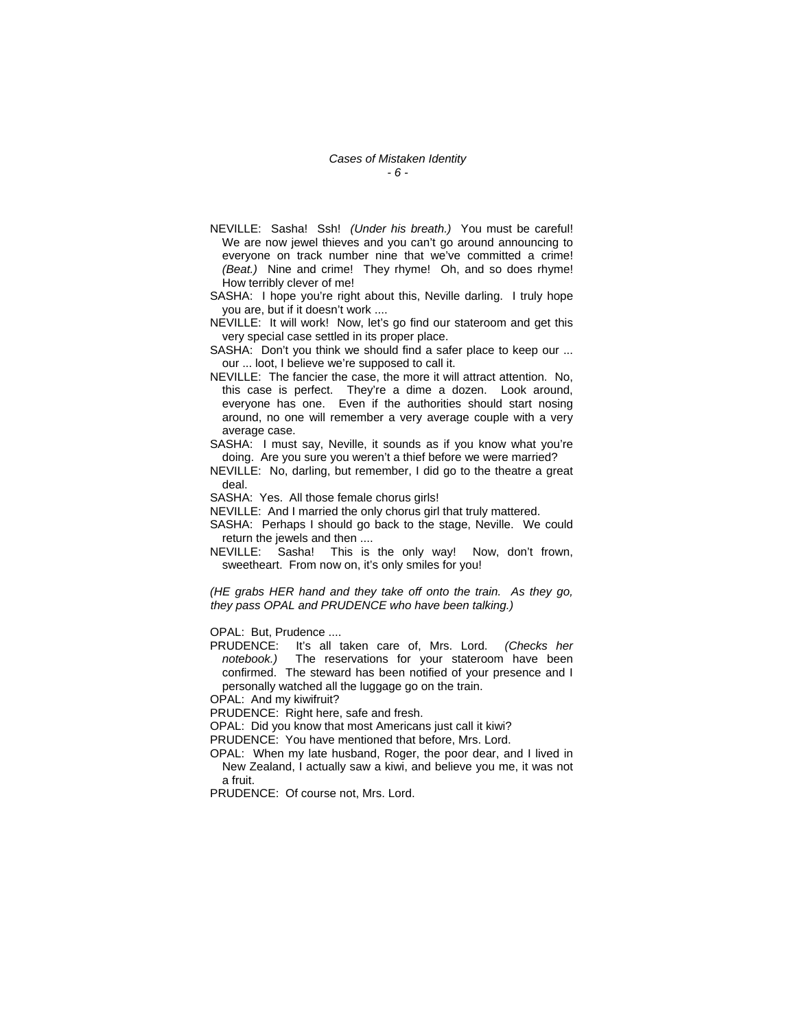NEVILLE: Sasha! Ssh! *(Under his breath.)* You must be careful! We are now jewel thieves and you can't go around announcing to everyone on track number nine that we've committed a crime! *(Beat.)* Nine and crime! They rhyme! Oh, and so does rhyme! How terribly clever of me!

SASHA: I hope you're right about this, Neville darling. I truly hope you are, but if it doesn't work ....

NEVILLE: It will work! Now, let's go find our stateroom and get this very special case settled in its proper place.

SASHA: Don't you think we should find a safer place to keep our ... our ... loot, I believe we're supposed to call it.

NEVILLE: The fancier the case, the more it will attract attention. No, this case is perfect. They're a dime a dozen. Look around, everyone has one. Even if the authorities should start nosing around, no one will remember a very average couple with a very average case.

SASHA: I must say, Neville, it sounds as if you know what you're doing. Are you sure you weren't a thief before we were married?

NEVILLE: No, darling, but remember, I did go to the theatre a great deal.

SASHA: Yes. All those female chorus girls!

NEVILLE: And I married the only chorus girl that truly mattered.

SASHA: Perhaps I should go back to the stage, Neville. We could return the jewels and then ....

NEVILLE: Sasha! This is the only way! Now, don't frown, sweetheart. From now on, it's only smiles for you!

*(HE grabs HER hand and they take off onto the train. As they go, they pass OPAL and PRUDENCE who have been talking.)*

OPAL: But, Prudence ....

PRUDENCE: It's all taken care of, Mrs. Lord. *(Checks her notebook.)* The reservations for your stateroom have been confirmed. The steward has been notified of your presence and I personally watched all the luggage go on the train.

OPAL: And my kiwifruit?

PRUDENCE: Right here, safe and fresh.

OPAL: Did you know that most Americans just call it kiwi?

PRUDENCE: You have mentioned that before, Mrs. Lord.

OPAL: When my late husband, Roger, the poor dear, and I lived in New Zealand, I actually saw a kiwi, and believe you me, it was not a fruit.

PRUDENCE: Of course not, Mrs. Lord.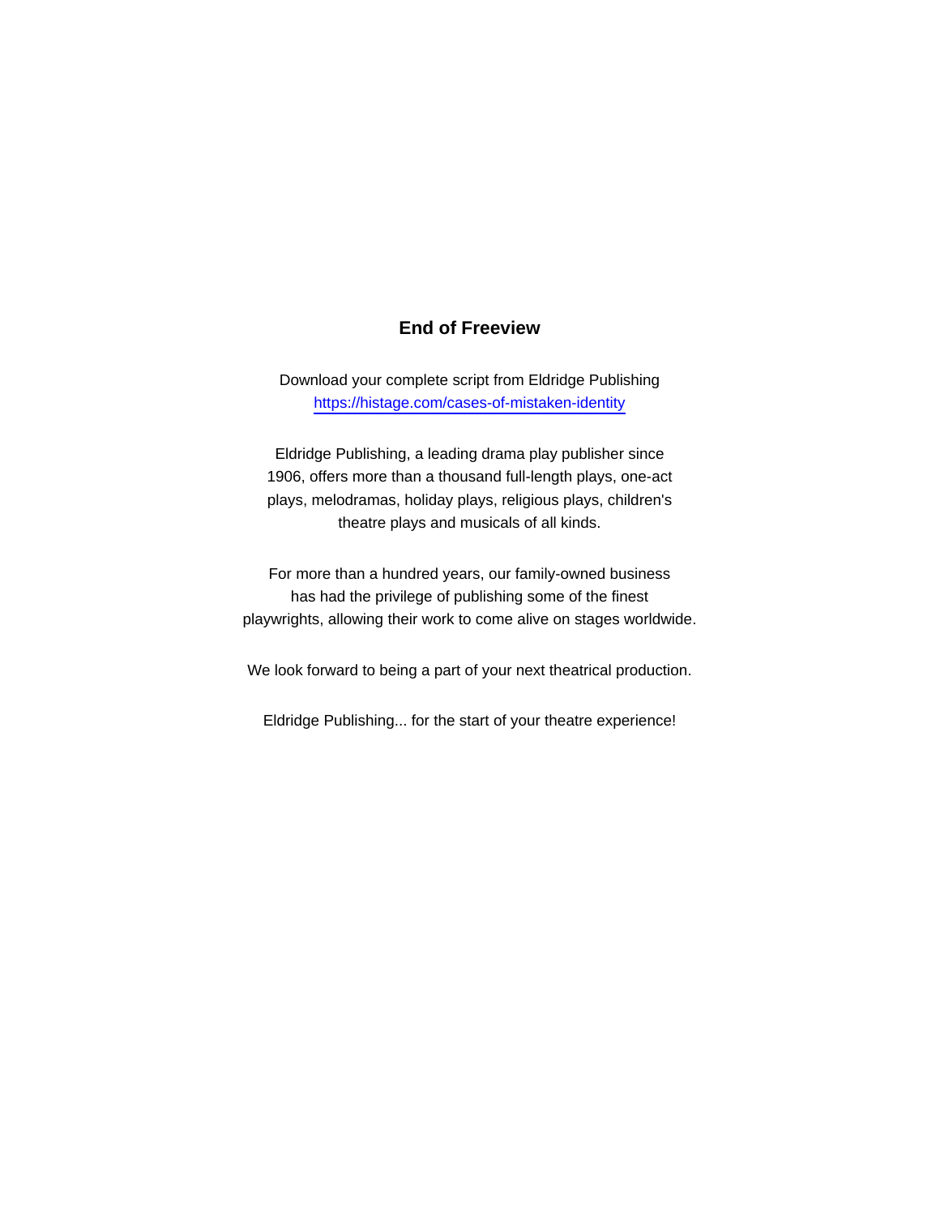**End of Freeview**

Download your complete script from Eldridge Publishing
https://histage.com/cases-of-mistaken-identity

Eldridge Publishing, a leading drama play publisher since 1906, offers more than a thousand full-length plays, one-act plays, melodramas, holiday plays, religious plays, children's theatre plays and musicals of all kinds.

For more than a hundred years, our family-owned business has had the privilege of publishing some of the finest playwrights, allowing their work to come alive on stages worldwide.

We look forward to being a part of your next theatrical production.

Eldridge Publishing... for the start of your theatre experience!